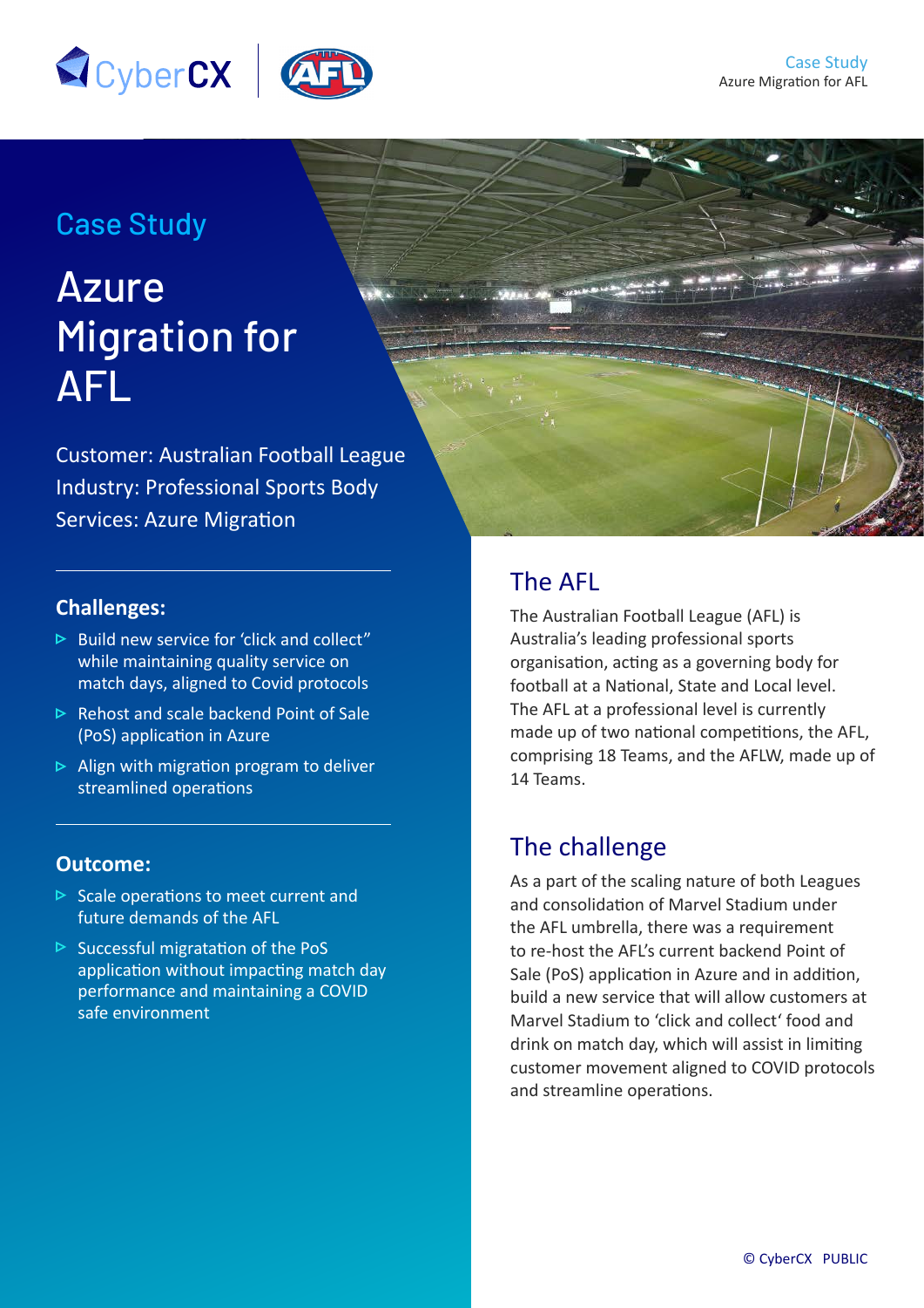# Case Study

# Azure Migration for AFL

Customer: Australian Football League
Industry: Professional Sports Body
Services: Azure Migration

### Challenges:

- Build new service for 'click and collect" while maintaining quality service on match days, aligned to Covid protocols
- Rehost and scale backend Point of Sale (PoS) application in Azure
- Align with migration program to deliver streamlined operations

### Outcome:

- Scale operations to meet current and future demands of the AFL
- Successful migratation of the PoS application without impacting match day performance and maintaining a COVID safe environment

## The AFL

The Australian Football League (AFL) is Australia's leading professional sports organisation, acting as a governing body for football at a National, State and Local level. The AFL at a professional level is currently made up of two national competitions, the AFL, comprising 18 Teams, and the AFLW, made up of 14 Teams.

## The challenge

As a part of the scaling nature of both Leagues and consolidation of Marvel Stadium under the AFL umbrella, there was a requirement to re-host the AFL's current backend Point of Sale (PoS) application in Azure and in addition, build a new service that will allow customers at Marvel Stadium to 'click and collect' food and drink on match day, which will assist in limiting customer movement aligned to COVID protocols and streamline operations.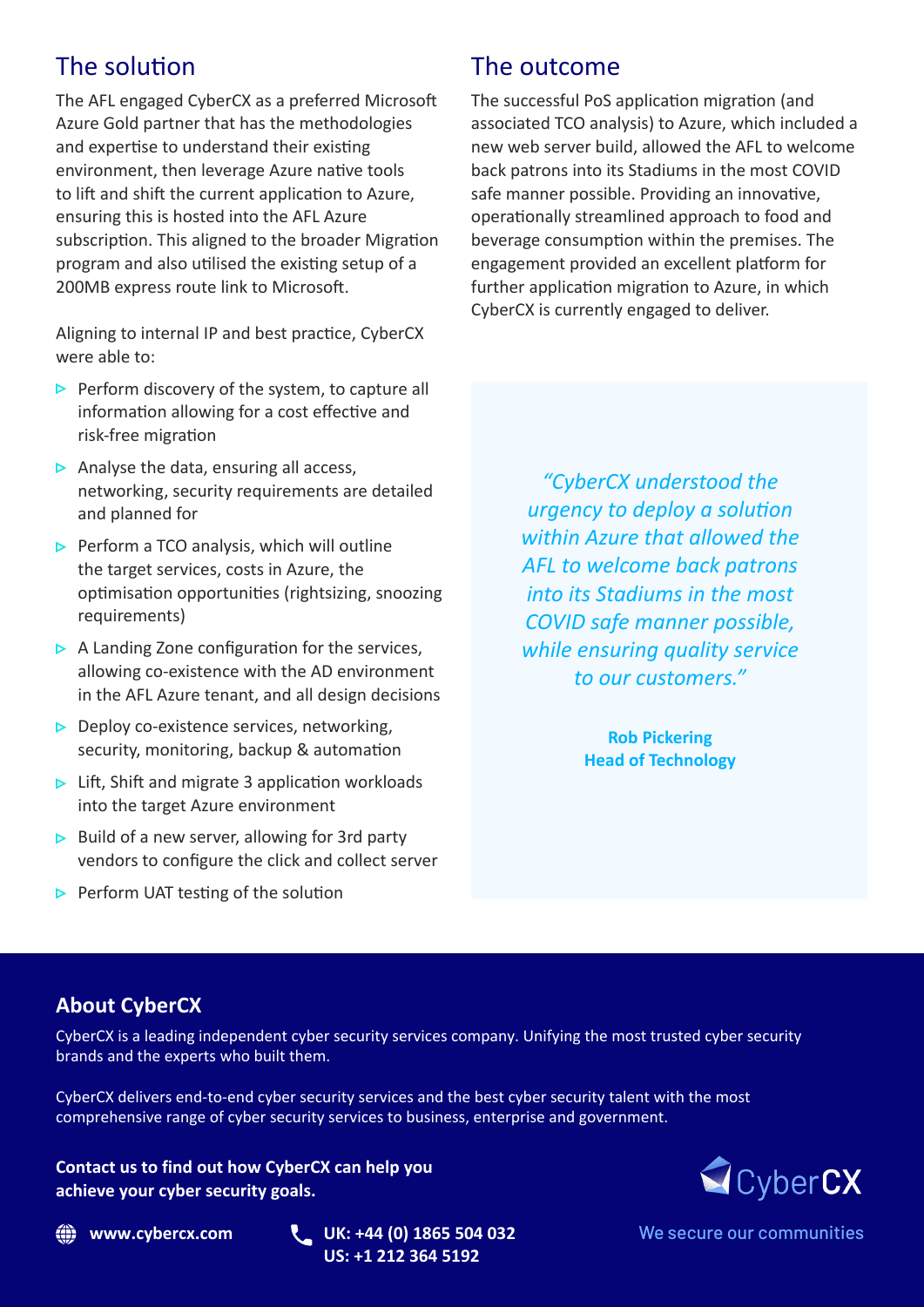## The solution

The AFL engaged CyberCX as a preferred Microsoft Azure Gold partner that has the methodologies and expertise to understand their existing environment, then leverage Azure native tools to lift and shift the current application to Azure, ensuring this is hosted into the AFL Azure subscription. This aligned to the broader Migration program and also utilised the existing setup of a 200MB express route link to Microsoft.

Aligning to internal IP and best practice, CyberCX were able to:

- Perform discovery of the system, to capture all information allowing for a cost effective and risk-free migration
- Analyse the data, ensuring all access, networking, security requirements are detailed and planned for
- Perform a TCO analysis, which will outline the target services, costs in Azure, the optimisation opportunities (rightsizing, snoozing requirements)
- A Landing Zone configuration for the services, allowing co-existence with the AD environment in the AFL Azure tenant, and all design decisions
- Deploy co-existence services, networking, security, monitoring, backup & automation
- Lift, Shift and migrate 3 application workloads into the target Azure environment
- Build of a new server, allowing for 3rd party vendors to configure the click and collect server
- Perform UAT testing of the solution

## The outcome

The successful PoS application migration (and associated TCO analysis) to Azure, which included a new web server build, allowed the AFL to welcome back patrons into its Stadiums in the most COVID safe manner possible. Providing an innovative, operationally streamlined approach to food and beverage consumption within the premises. The engagement provided an excellent platform for further application migration to Azure, in which CyberCX is currently engaged to deliver.

*"CyberCX understood the urgency to deploy a solution within Azure that allowed the AFL to welcome back patrons into its Stadiums in the most COVID safe manner possible, while ensuring quality service to our customers."*

**Rob Pickering**
**Head of Technology**

### About CyberCX

CyberCX is a leading independent cyber security services company. Unifying the most trusted cyber security brands and the experts who built them.

CyberCX delivers end-to-end cyber security services and the best cyber security talent with the most comprehensive range of cyber security services to business, enterprise and government.

**Contact us to find out how CyberCX can help you achieve your cyber security goals.**

**www.cybercx.com**

**UK: +44 (0) 1865 504 032**
**US: +1 212 364 5192**

CyberCX

We secure our communities